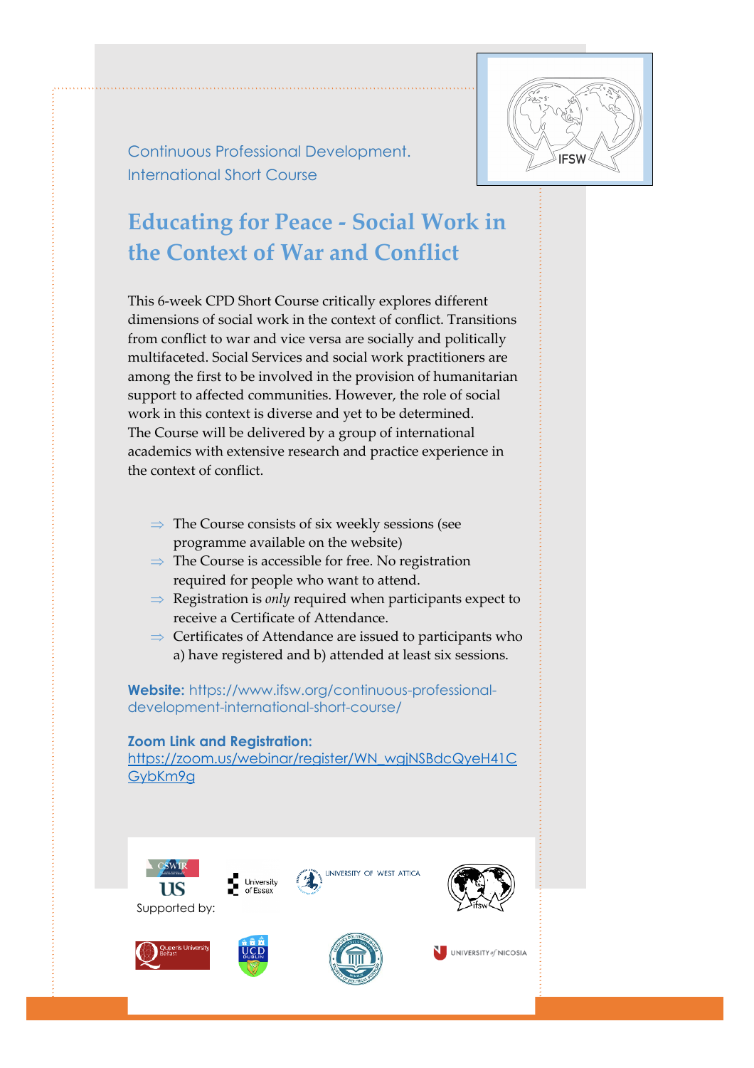Continuous Professional Development.
International Short Course

# Educating for Peace - Social Work in the Context of War and Conflict

This 6-week CPD Short Course critically explores different dimensions of social work in the context of conflict. Transitions from conflict to war and vice versa are socially and politically multifaceted. Social Services and social work practitioners are among the first to be involved in the provision of humanitarian support to affected communities. However, the role of social work in this context is diverse and yet to be determined.
The Course will be delivered by a group of international academics with extensive research and practice experience in the context of conflict.

- The Course consists of six weekly sessions (see programme available on the website)
- The Course is accessible for free. No registration required for people who want to attend.
- Registration is *only* required when participants expect to receive a Certificate of Attendance.
- Certificates of Attendance are issued to participants who a) have registered and b) attended at least six sessions.

**Website:** https://www.ifsw.org/continuous-professional-development-international-short-course/

**Zoom Link and Registration:**
https://zoom.us/webinar/register/WN_wqjNSBdcQyeH41CGybKm9g

Supported by:

CSWIR US · University of Essex · University of West Attica · IFSW · Queen's University Belfast · UCD Dublin · University of Nicosia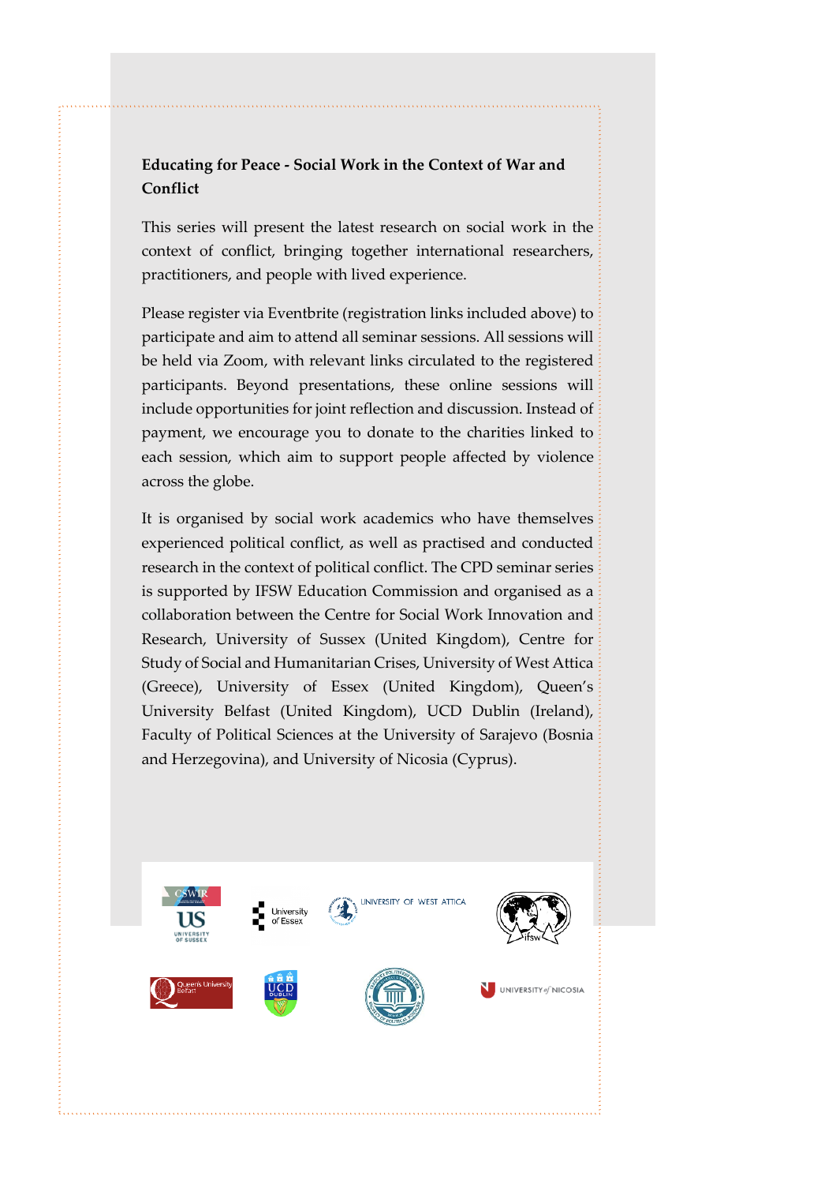**Educating for Peace - Social Work in the Context of War and Conflict**

This series will present the latest research on social work in the context of conflict, bringing together international researchers, practitioners, and people with lived experience.

Please register via Eventbrite (registration links included above) to participate and aim to attend all seminar sessions. All sessions will be held via Zoom, with relevant links circulated to the registered participants. Beyond presentations, these online sessions will include opportunities for joint reflection and discussion. Instead of payment, we encourage you to donate to the charities linked to each session, which aim to support people affected by violence across the globe.

It is organised by social work academics who have themselves experienced political conflict, as well as practised and conducted research in the context of political conflict. The CPD seminar series is supported by IFSW Education Commission and organised as a collaboration between the Centre for Social Work Innovation and Research, University of Sussex (United Kingdom), Centre for Study of Social and Humanitarian Crises, University of West Attica (Greece), University of Essex (United Kingdom), Queen's University Belfast (United Kingdom), UCD Dublin (Ireland), Faculty of Political Sciences at the University of Sarajevo (Bosnia and Herzegovina), and University of Nicosia (Cyprus).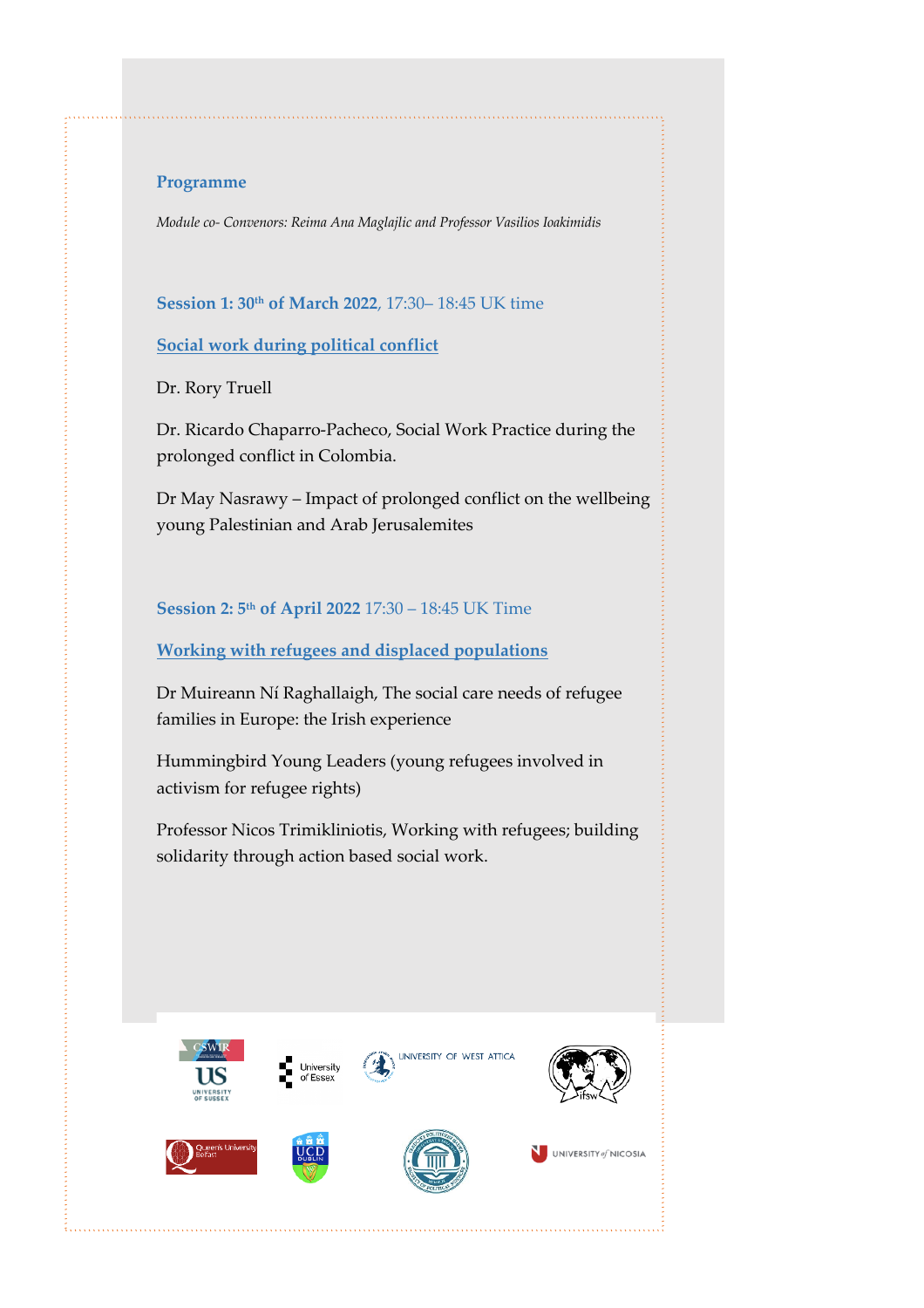## Programme

*Module co- Convenors: Reima Ana Maglajlic and Professor Vasilios Ioakimidis*

### **Session 1: 30th of March 2022**, 17:30– 18:45 UK time

**Social work during political conflict**

Dr. Rory Truell

Dr. Ricardo Chaparro-Pacheco, Social Work Practice during the prolonged conflict in Colombia.

Dr May Nasrawy – Impact of prolonged conflict on the wellbeing young Palestinian and Arab Jerusalemites

### **Session 2: 5th of April 2022** 17:30 – 18:45 UK Time

**Working with refugees and displaced populations**

Dr Muireann Ní Raghallaigh, The social care needs of refugee families in Europe: the Irish experience

Hummingbird Young Leaders (young refugees involved in activism for refugee rights)

Professor Nicos Trimikliniotis, Working with refugees; building solidarity through action based social work.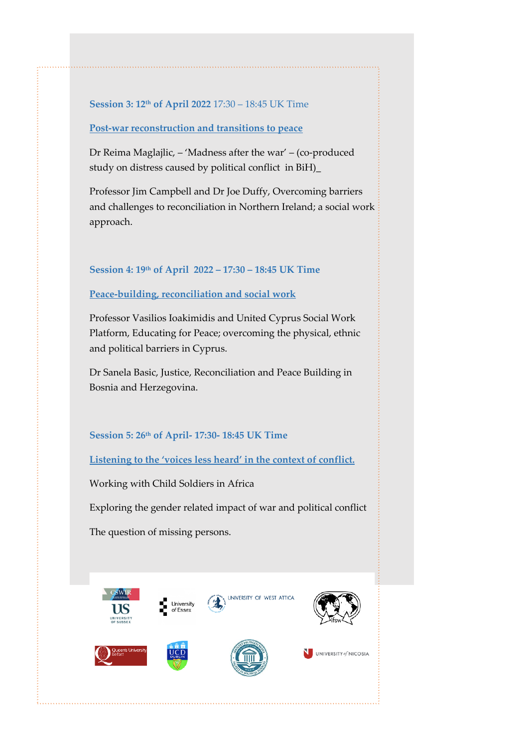**Session 3: 12th of April 2022** 17:30 – 18:45 UK Time

**Post-war reconstruction and transitions to peace**

Dr Reima Maglajlic, – 'Madness after the war' – (co-produced study on distress caused by political conflict in BiH)_

Professor Jim Campbell and Dr Joe Duffy, Overcoming barriers and challenges to reconciliation in Northern Ireland; a social work approach.

**Session 4: 19th of April 2022 – 17:30 – 18:45 UK Time**

**Peace-building, reconciliation and social work**

Professor Vasilios Ioakimidis and United Cyprus Social Work Platform, Educating for Peace; overcoming the physical, ethnic and political barriers in Cyprus.

Dr Sanela Basic, Justice, Reconciliation and Peace Building in Bosnia and Herzegovina.

**Session 5: 26th of April- 17:30- 18:45 UK Time**

**Listening to the 'voices less heard' in the context of conflict.**

Working with Child Soldiers in Africa

Exploring the gender related impact of war and political conflict

The question of missing persons.

CSWIR US University of Sussex | University of Essex | University of West Attica | ifsw

Queen's University Belfast | UCD Dublin | University of Nicosia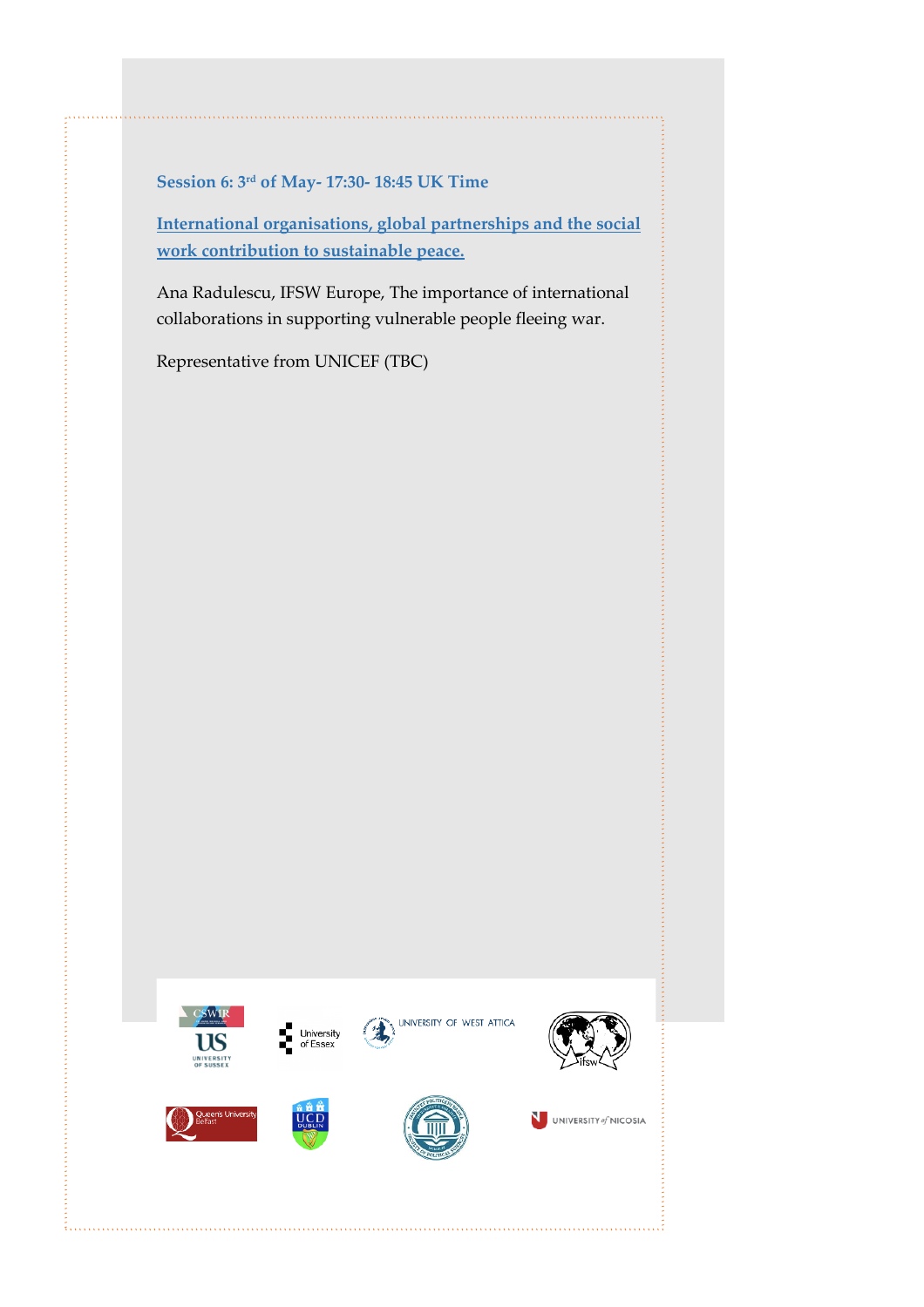**Session 6: 3rd of May- 17:30- 18:45 UK Time**

**International organisations, global partnerships and the social work contribution to sustainable peace.**

Ana Radulescu, IFSW Europe, The importance of international collaborations in supporting vulnerable people fleeing war.

Representative from UNICEF (TBC)